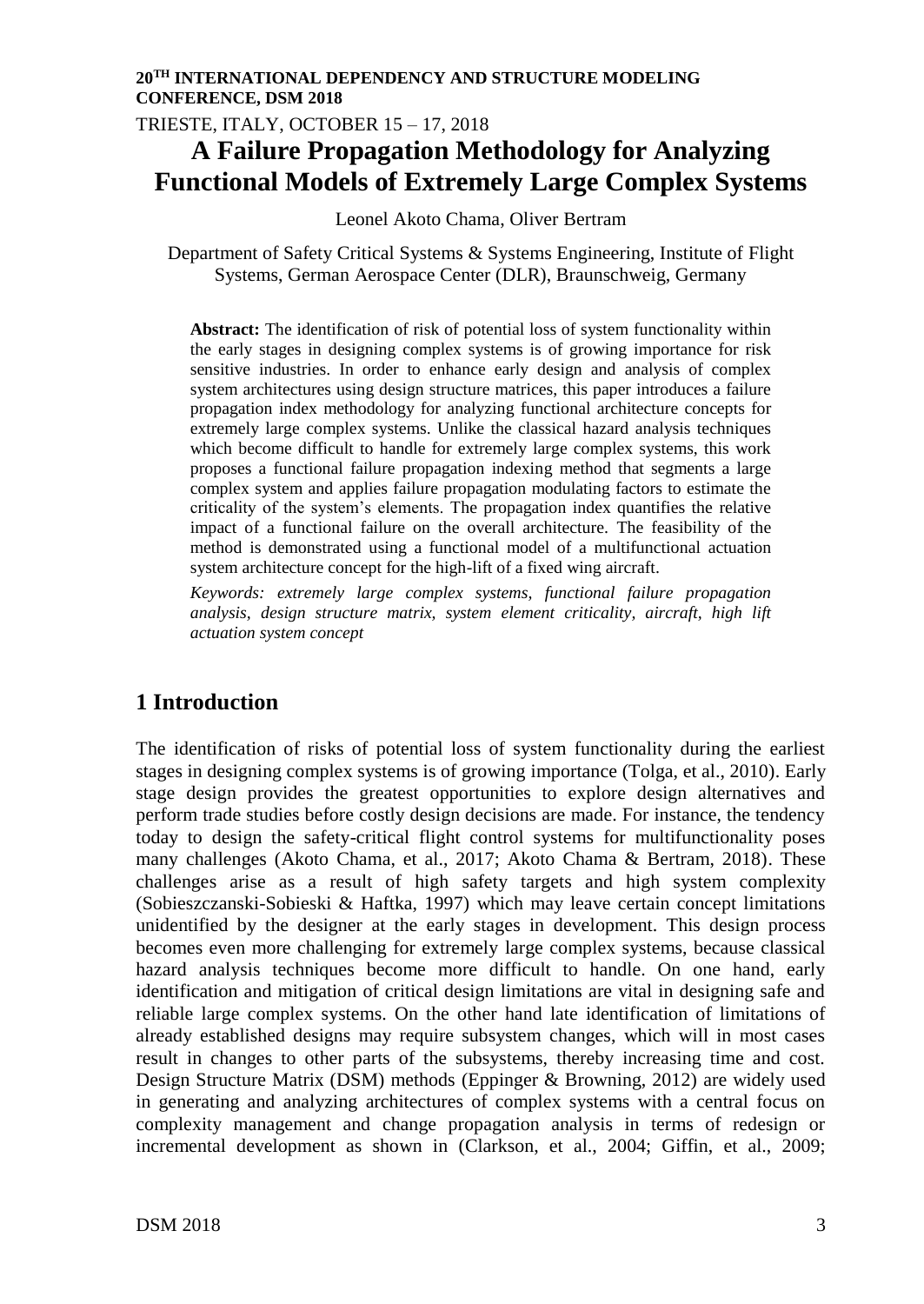**20TH INTERNATIONAL DEPENDENCY AND STRUCTURE MODELING CONFERENCE, DSM 2018**

TRIESTE, ITALY, OCTOBER 15 – 17, 2018

# A Failure Propagation Methodology for Analyzing Functional Models of Extremely Large Complex Systems

Leonel Akoto Chama, Oliver Bertram

Department of Safety Critical Systems & Systems Engineering, Institute of Flight Systems, German Aerospace Center (DLR), Braunschweig, Germany

**Abstract:** The identification of risk of potential loss of system functionality within the early stages in designing complex systems is of growing importance for risk sensitive industries. In order to enhance early design and analysis of complex system architectures using design structure matrices, this paper introduces a failure propagation index methodology for analyzing functional architecture concepts for extremely large complex systems. Unlike the classical hazard analysis techniques which become difficult to handle for extremely large complex systems, this work proposes a functional failure propagation indexing method that segments a large complex system and applies failure propagation modulating factors to estimate the criticality of the system's elements. The propagation index quantifies the relative impact of a functional failure on the overall architecture. The feasibility of the method is demonstrated using a functional model of a multifunctional actuation system architecture concept for the high-lift of a fixed wing aircraft.

*Keywords: extremely large complex systems, functional failure propagation analysis, design structure matrix, system element criticality, aircraft, high lift actuation system concept*

## 1 Introduction

The identification of risks of potential loss of system functionality during the earliest stages in designing complex systems is of growing importance (Tolga, et al., 2010). Early stage design provides the greatest opportunities to explore design alternatives and perform trade studies before costly design decisions are made. For instance, the tendency today to design the safety-critical flight control systems for multifunctionality poses many challenges (Akoto Chama, et al., 2017; Akoto Chama & Bertram, 2018). These challenges arise as a result of high safety targets and high system complexity (Sobieszczanski-Sobieski & Haftka, 1997) which may leave certain concept limitations unidentified by the designer at the early stages in development. This design process becomes even more challenging for extremely large complex systems, because classical hazard analysis techniques become more difficult to handle. On one hand, early identification and mitigation of critical design limitations are vital in designing safe and reliable large complex systems. On the other hand late identification of limitations of already established designs may require subsystem changes, which will in most cases result in changes to other parts of the subsystems, thereby increasing time and cost. Design Structure Matrix (DSM) methods (Eppinger & Browning, 2012) are widely used in generating and analyzing architectures of complex systems with a central focus on complexity management and change propagation analysis in terms of redesign or incremental development as shown in (Clarkson, et al., 2004; Giffin, et al., 2009;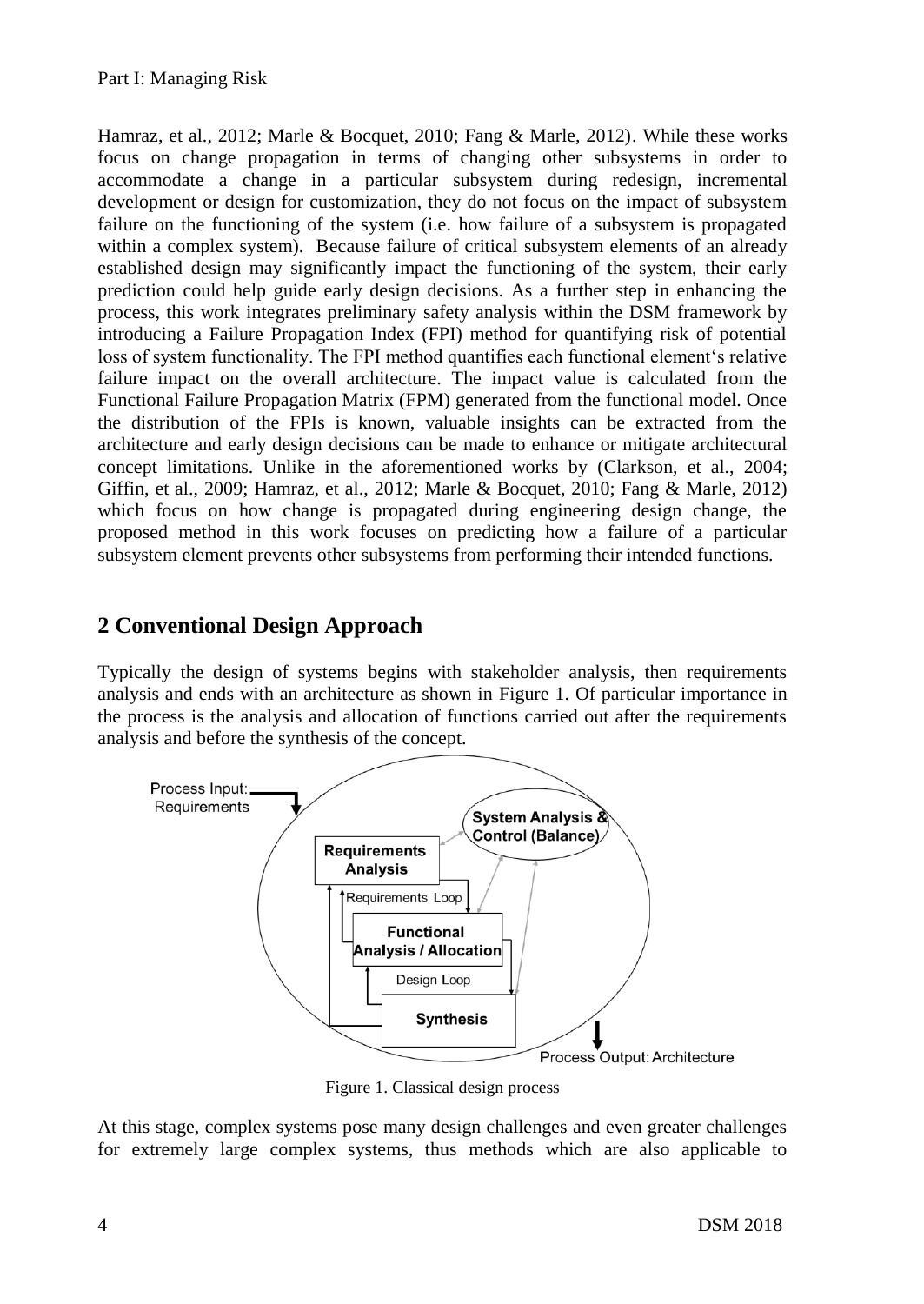Hamraz, et al., 2012; Marle & Bocquet, 2010; Fang & Marle, 2012). While these works focus on change propagation in terms of changing other subsystems in order to accommodate a change in a particular subsystem during redesign, incremental development or design for customization, they do not focus on the impact of subsystem failure on the functioning of the system (i.e. how failure of a subsystem is propagated within a complex system). Because failure of critical subsystem elements of an already established design may significantly impact the functioning of the system, their early prediction could help guide early design decisions. As a further step in enhancing the process, this work integrates preliminary safety analysis within the DSM framework by introducing a Failure Propagation Index (FPI) method for quantifying risk of potential loss of system functionality. The FPI method quantifies each functional element's relative failure impact on the overall architecture. The impact value is calculated from the Functional Failure Propagation Matrix (FPM) generated from the functional model. Once the distribution of the FPIs is known, valuable insights can be extracted from the architecture and early design decisions can be made to enhance or mitigate architectural concept limitations. Unlike in the aforementioned works by (Clarkson, et al., 2004; Giffin, et al., 2009; Hamraz, et al., 2012; Marle & Bocquet, 2010; Fang & Marle, 2012) which focus on how change is propagated during engineering design change, the proposed method in this work focuses on predicting how a failure of a particular subsystem element prevents other subsystems from performing their intended functions.

## 2 Conventional Design Approach

Typically the design of systems begins with stakeholder analysis, then requirements analysis and ends with an architecture as shown in Figure 1. Of particular importance in the process is the analysis and allocation of functions carried out after the requirements analysis and before the synthesis of the concept.

Figure 1. Classical design process

At this stage, complex systems pose many design challenges and even greater challenges for extremely large complex systems, thus methods which are also applicable to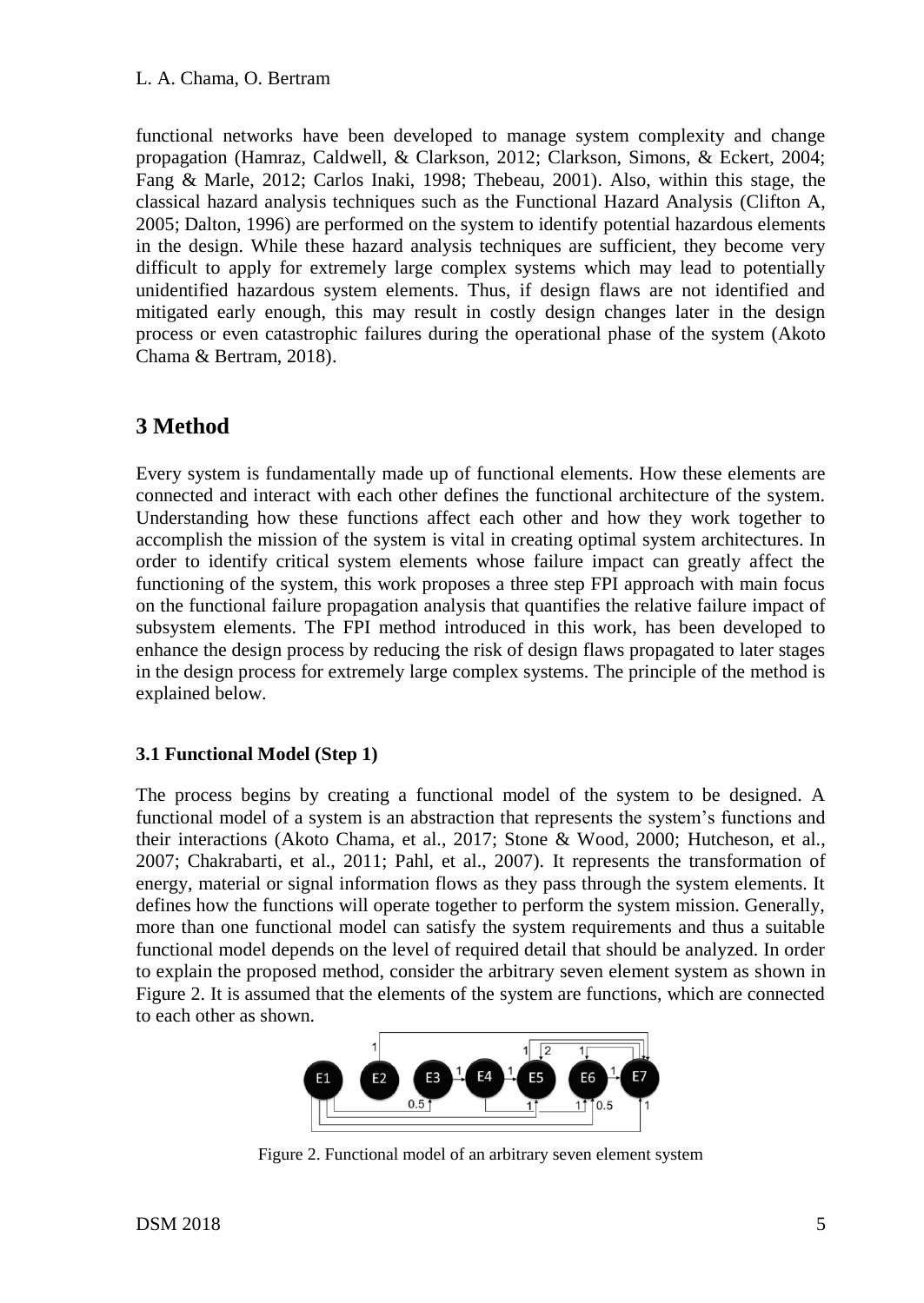functional networks have been developed to manage system complexity and change propagation (Hamraz, Caldwell, & Clarkson, 2012; Clarkson, Simons, & Eckert, 2004; Fang & Marle, 2012; Carlos Inaki, 1998; Thebeau, 2001). Also, within this stage, the classical hazard analysis techniques such as the Functional Hazard Analysis (Clifton A, 2005; Dalton, 1996) are performed on the system to identify potential hazardous elements in the design. While these hazard analysis techniques are sufficient, they become very difficult to apply for extremely large complex systems which may lead to potentially unidentified hazardous system elements. Thus, if design flaws are not identified and mitigated early enough, this may result in costly design changes later in the design process or even catastrophic failures during the operational phase of the system (Akoto Chama & Bertram, 2018).

# 3 Method

Every system is fundamentally made up of functional elements. How these elements are connected and interact with each other defines the functional architecture of the system. Understanding how these functions affect each other and how they work together to accomplish the mission of the system is vital in creating optimal system architectures. In order to identify critical system elements whose failure impact can greatly affect the functioning of the system, this work proposes a three step FPI approach with main focus on the functional failure propagation analysis that quantifies the relative failure impact of subsystem elements. The FPI method introduced in this work, has been developed to enhance the design process by reducing the risk of design flaws propagated to later stages in the design process for extremely large complex systems. The principle of the method is explained below.

### 3.1 Functional Model (Step 1)

The process begins by creating a functional model of the system to be designed. A functional model of a system is an abstraction that represents the system's functions and their interactions (Akoto Chama, et al., 2017; Stone & Wood, 2000; Hutcheson, et al., 2007; Chakrabarti, et al., 2011; Pahl, et al., 2007). It represents the transformation of energy, material or signal information flows as they pass through the system elements. It defines how the functions will operate together to perform the system mission. Generally, more than one functional model can satisfy the system requirements and thus a suitable functional model depends on the level of required detail that should be analyzed. In order to explain the proposed method, consider the arbitrary seven element system as shown in Figure 2. It is assumed that the elements of the system are functions, which are connected to each other as shown.

Figure 2. Functional model of an arbitrary seven element system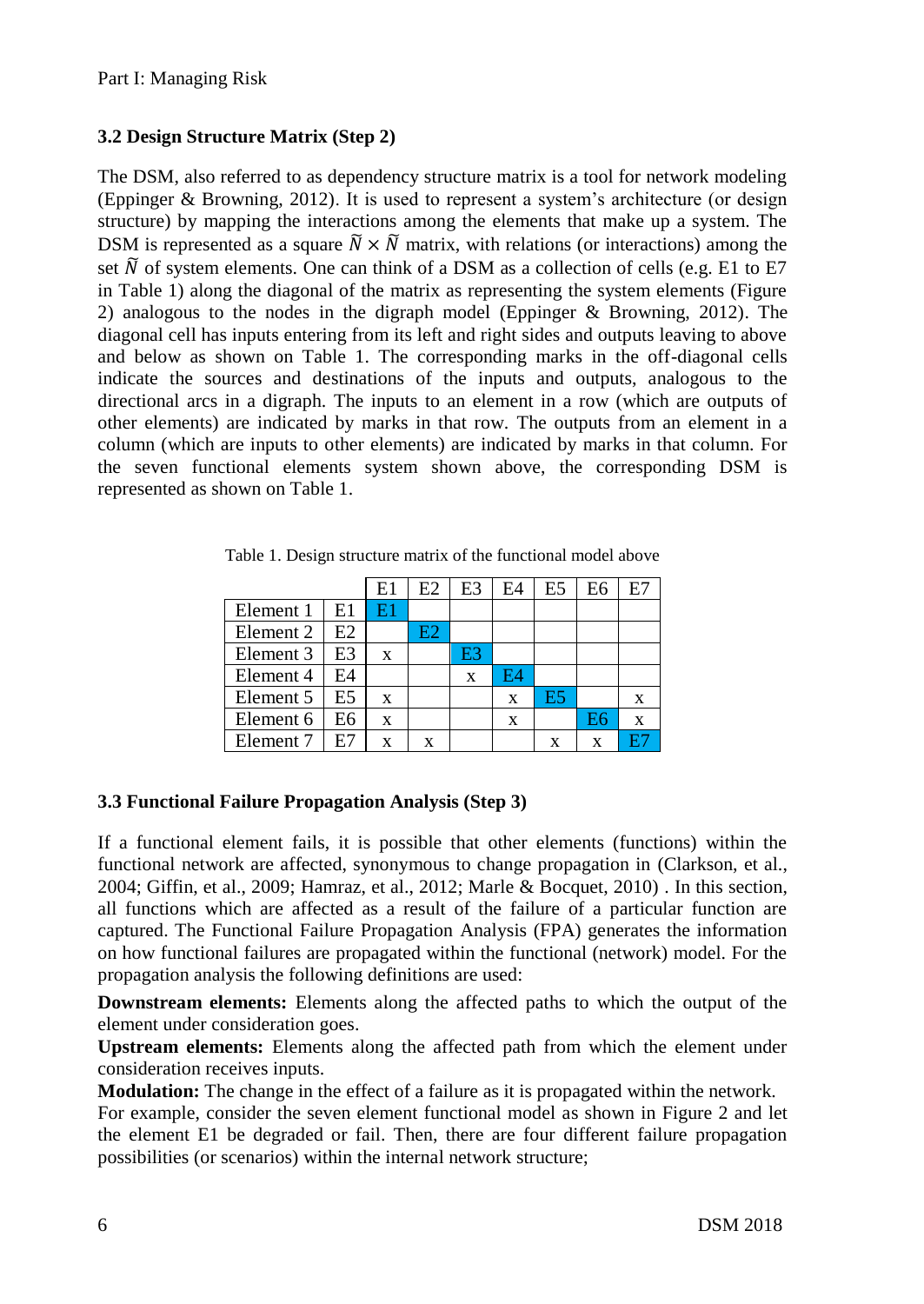Part I: Managing Risk

### 3.2 Design Structure Matrix (Step 2)

The DSM, also referred to as dependency structure matrix is a tool for network modeling (Eppinger & Browning, 2012). It is used to represent a system's architecture (or design structure) by mapping the interactions among the elements that make up a system. The DSM is represented as a square $\widetilde{N} \times \widetilde{N}$ matrix, with relations (or interactions) among the set $\widetilde{N}$ of system elements. One can think of a DSM as a collection of cells (e.g. E1 to E7 in Table 1) along the diagonal of the matrix as representing the system elements (Figure 2) analogous to the nodes in the digraph model (Eppinger & Browning, 2012). The diagonal cell has inputs entering from its left and right sides and outputs leaving to above and below as shown on Table 1. The corresponding marks in the off-diagonal cells indicate the sources and destinations of the inputs and outputs, analogous to the directional arcs in a digraph. The inputs to an element in a row (which are outputs of other elements) are indicated by marks in that row. The outputs from an element in a column (which are inputs to other elements) are indicated by marks in that column. For the seven functional elements system shown above, the corresponding DSM is represented as shown on Table 1.

Table 1. Design structure matrix of the functional model above

| | | E1 | E2 | E3 | E4 | E5 | E6 | E7 |
|---|---|---|---|---|---|---|---|---|
| Element 1 | E1 | E1 | | | | | | |
| Element 2 | E2 | | E2 | | | | | |
| Element 3 | E3 | x | | E3 | | | | |
| Element 4 | E4 | | | x | E4 | | | |
| Element 5 | E5 | x | | | x | E5 | | x |
| Element 6 | E6 | x | | | x | | E6 | x |
| Element 7 | E7 | x | x | | | x | x | E7 |

### 3.3 Functional Failure Propagation Analysis (Step 3)

If a functional element fails, it is possible that other elements (functions) within the functional network are affected, synonymous to change propagation in (Clarkson, et al., 2004; Giffin, et al., 2009; Hamraz, et al., 2012; Marle & Bocquet, 2010) . In this section, all functions which are affected as a result of the failure of a particular function are captured. The Functional Failure Propagation Analysis (FPA) generates the information on how functional failures are propagated within the functional (network) model. For the propagation analysis the following definitions are used:

**Downstream elements:** Elements along the affected paths to which the output of the element under consideration goes.

**Upstream elements:** Elements along the affected path from which the element under consideration receives inputs.

**Modulation:** The change in the effect of a failure as it is propagated within the network.

For example, consider the seven element functional model as shown in Figure 2 and let the element E1 be degraded or fail. Then, there are four different failure propagation possibilities (or scenarios) within the internal network structure;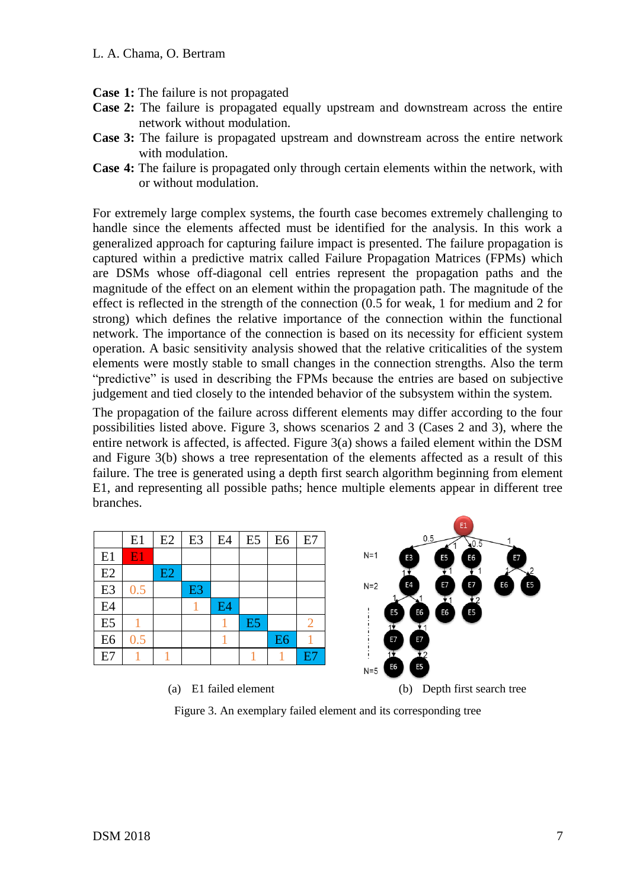**Case 1:** The failure is not propagated

**Case 2:** The failure is propagated equally upstream and downstream across the entire network without modulation.

**Case 3:** The failure is propagated upstream and downstream across the entire network with modulation.

**Case 4:** The failure is propagated only through certain elements within the network, with or without modulation.

For extremely large complex systems, the fourth case becomes extremely challenging to handle since the elements affected must be identified for the analysis. In this work a generalized approach for capturing failure impact is presented. The failure propagation is captured within a predictive matrix called Failure Propagation Matrices (FPMs) which are DSMs whose off-diagonal cell entries represent the propagation paths and the magnitude of the effect on an element within the propagation path. The magnitude of the effect is reflected in the strength of the connection (0.5 for weak, 1 for medium and 2 for strong) which defines the relative importance of the connection within the functional network. The importance of the connection is based on its necessity for efficient system operation. A basic sensitivity analysis showed that the relative criticalities of the system elements were mostly stable to small changes in the connection strengths. Also the term "predictive" is used in describing the FPMs because the entries are based on subjective judgement and tied closely to the intended behavior of the subsystem within the system.

The propagation of the failure across different elements may differ according to the four possibilities listed above. Figure 3, shows scenarios 2 and 3 (Cases 2 and 3), where the entire network is affected, is affected. Figure 3(a) shows a failed element within the DSM and Figure 3(b) shows a tree representation of the elements affected as a result of this failure. The tree is generated using a depth first search algorithm beginning from element E1, and representing all possible paths; hence multiple elements appear in different tree branches.

| | E1 | E2 | E3 | E4 | E5 | E6 | E7 |
|---|---|---|---|---|---|---|---|
| E1 | E1 | | | | | | |
| E2 | | E2 | | | | | |
| E3 | 0.5 | | E3 | | | | |
| E4 | | | 1 | E4 | | | |
| E5 | 1 | | | 1 | E5 | | 2 |
| E6 | 0.5 | | | 1 | | E6 | 1 |
| E7 | 1 | 1 | | | 1 | 1 | E7 |

(a) E1 failed element

(b) Depth first search tree

Figure 3. An exemplary failed element and its corresponding tree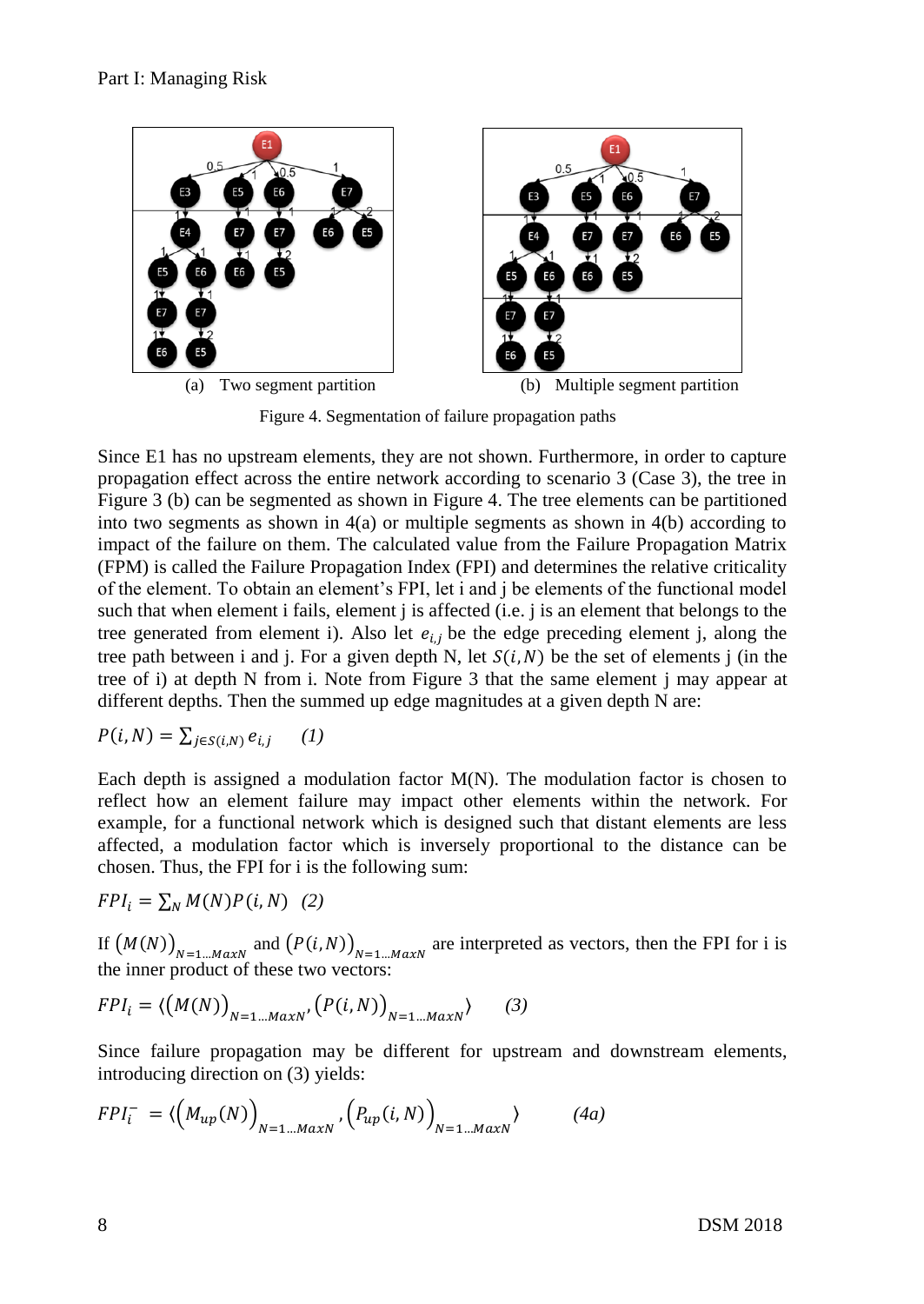(a) Two segment partition

(b) Multiple segment partition

Figure 4. Segmentation of failure propagation paths

Since E1 has no upstream elements, they are not shown. Furthermore, in order to capture propagation effect across the entire network according to scenario 3 (Case 3), the tree in Figure 3 (b) can be segmented as shown in Figure 4. The tree elements can be partitioned into two segments as shown in 4(a) or multiple segments as shown in 4(b) according to impact of the failure on them. The calculated value from the Failure Propagation Matrix (FPM) is called the Failure Propagation Index (FPI) and determines the relative criticality of the element. To obtain an element's FPI, let i and j be elements of the functional model such that when element i fails, element j is affected (i.e. j is an element that belongs to the tree generated from element i). Also let $e_{i,j}$ be the edge preceding element j, along the tree path between i and j. For a given depth N, let $S(i,N)$ be the set of elements j (in the tree of i) at depth N from i. Note from Figure 3 that the same element j may appear at different depths. Then the summed up edge magnitudes at a given depth N are:

$$P(i,N) = \sum_{j \in S(i,N)} e_{i,j} \qquad (1)$$

Each depth is assigned a modulation factor M(N). The modulation factor is chosen to reflect how an element failure may impact other elements within the network. For example, for a functional network which is designed such that distant elements are less affected, a modulation factor which is inversely proportional to the distance can be chosen. Thus, the FPI for i is the following sum:

$$FPI_i = \sum_N M(N) P(i,N) \quad (2)$$

If $\left(M(N)\right)_{N=1\ldots MaxN}$ and $\left(P(i,N)\right)_{N=1\ldots MaxN}$ are interpreted as vectors, then the FPI for i is the inner product of these two vectors:

$$FPI_i = \langle \left(M(N)\right)_{N=1\ldots MaxN}, \left(P(i,N)\right)_{N=1\ldots MaxN} \rangle \qquad (3)$$

Since failure propagation may be different for upstream and downstream elements, introducing direction on (3) yields:

$$FPI_i^- = \langle \left(M_{up}(N)\right)_{N=1\ldots MaxN}, \left(P_{up}(i,N)\right)_{N=1\ldots MaxN} \rangle \qquad (4a)$$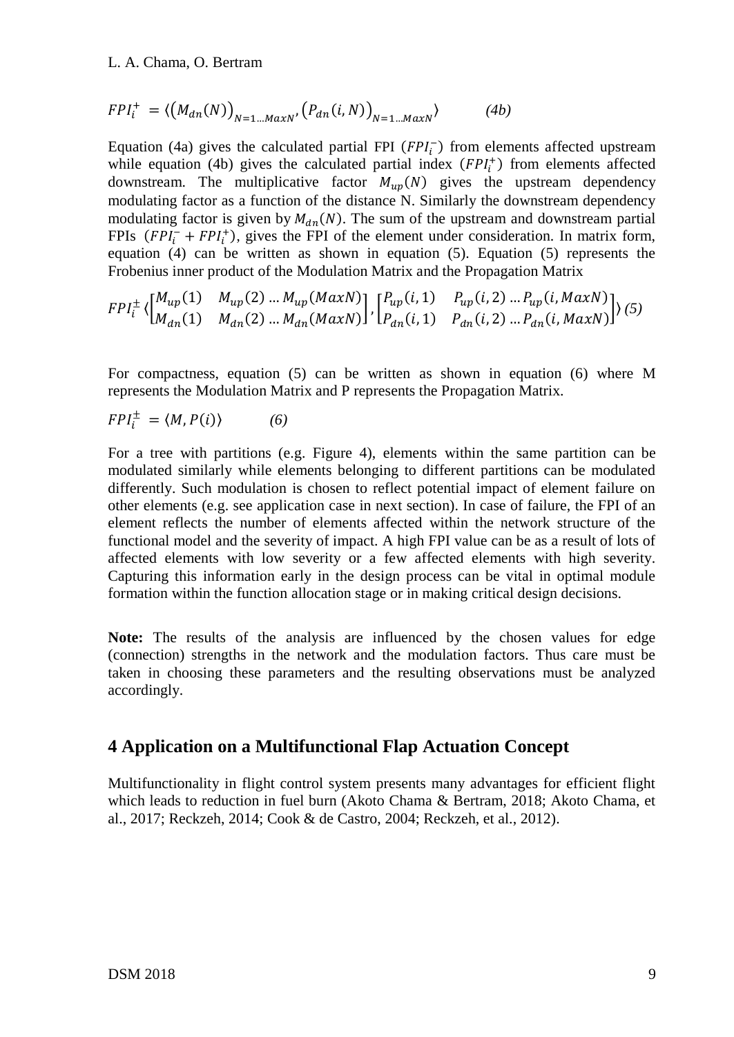$$FPI_i^+ = \langle \left(M_{dn}(N)\right)_{N=1\ldots MaxN}, \left(P_{dn}(i,N)\right)_{N=1\ldots MaxN} \rangle \qquad (4b)$$

Equation (4a) gives the calculated partial FPI ($FPI_i^-$) from elements affected upstream while equation (4b) gives the calculated partial index ($FPI_i^+$) from elements affected downstream. The multiplicative factor $M_{up}(N)$ gives the upstream dependency modulating factor as a function of the distance N. Similarly the downstream dependency modulating factor is given by $M_{dn}(N)$. The sum of the upstream and downstream partial FPIs ($FPI_i^- + FPI_i^+$), gives the FPI of the element under consideration. In matrix form, equation (4) can be written as shown in equation (5). Equation (5) represents the Frobenius inner product of the Modulation Matrix and the Propagation Matrix

$$FPI_i^{\pm} \langle \begin{bmatrix} M_{up}(1) & M_{up}(2) \ldots M_{up}(MaxN) \\ M_{dn}(1) & M_{dn}(2) \ldots M_{dn}(MaxN) \end{bmatrix}, \begin{bmatrix} P_{up}(i,1) & P_{up}(i,2) \ldots P_{up}(i,MaxN) \\ P_{dn}(i,1) & P_{dn}(i,2) \ldots P_{dn}(i,MaxN) \end{bmatrix} \rangle \; (5)$$

For compactness, equation (5) can be written as shown in equation (6) where M represents the Modulation Matrix and P represents the Propagation Matrix.

$$FPI_i^{\pm} = \langle M, P(i) \rangle \qquad (6)$$

For a tree with partitions (e.g. Figure 4), elements within the same partition can be modulated similarly while elements belonging to different partitions can be modulated differently. Such modulation is chosen to reflect potential impact of element failure on other elements (e.g. see application case in next section). In case of failure, the FPI of an element reflects the number of elements affected within the network structure of the functional model and the severity of impact. A high FPI value can be as a result of lots of affected elements with low severity or a few affected elements with high severity. Capturing this information early in the design process can be vital in optimal module formation within the function allocation stage or in making critical design decisions.

**Note:** The results of the analysis are influenced by the chosen values for edge (connection) strengths in the network and the modulation factors. Thus care must be taken in choosing these parameters and the resulting observations must be analyzed accordingly.

## 4 Application on a Multifunctional Flap Actuation Concept

Multifunctionality in flight control system presents many advantages for efficient flight which leads to reduction in fuel burn (Akoto Chama & Bertram, 2018; Akoto Chama, et al., 2017; Reckzeh, 2014; Cook & de Castro, 2004; Reckzeh, et al., 2012).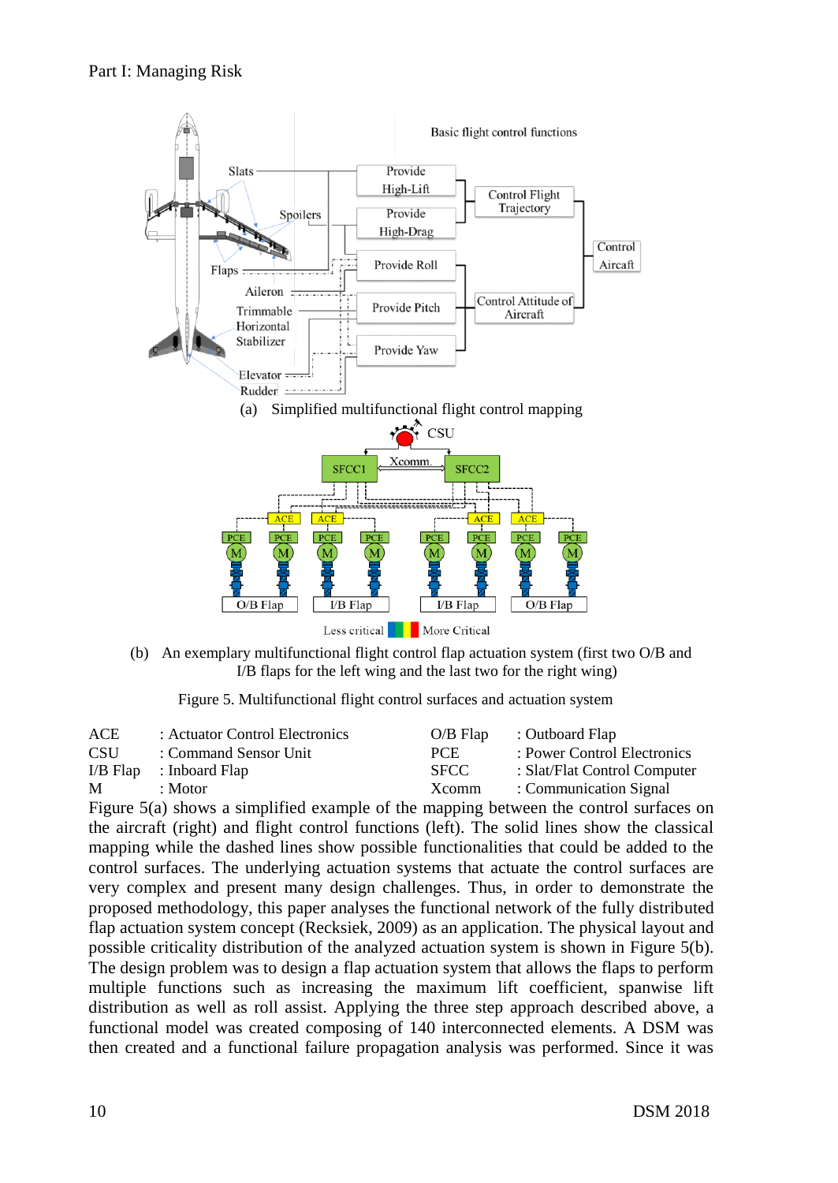(a) Simplified multifunctional flight control mapping

(b) An exemplary multifunctional flight control flap actuation system (first two O/B and I/B flaps for the left wing and the last two for the right wing)

Figure 5. Multifunctional flight control surfaces and actuation system

| | | | |
|---|---|---|---|
| ACE | : Actuator Control Electronics | O/B Flap | : Outboard Flap |
| CSU | : Command Sensor Unit | PCE | : Power Control Electronics |
| I/B Flap | : Inboard Flap | SFCC | : Slat/Flat Control Computer |
| M | : Motor | Xcomm | : Communication Signal |

Figure 5(a) shows a simplified example of the mapping between the control surfaces on the aircraft (right) and flight control functions (left). The solid lines show the classical mapping while the dashed lines show possible functionalities that could be added to the control surfaces. The underlying actuation systems that actuate the control surfaces are very complex and present many design challenges. Thus, in order to demonstrate the proposed methodology, this paper analyses the functional network of the fully distributed flap actuation system concept (Recksiek, 2009) as an application. The physical layout and possible criticality distribution of the analyzed actuation system is shown in Figure 5(b). The design problem was to design a flap actuation system that allows the flaps to perform multiple functions such as increasing the maximum lift coefficient, spanwise lift distribution as well as roll assist. Applying the three step approach described above, a functional model was created composing of 140 interconnected elements. A DSM was then created and a functional failure propagation analysis was performed. Since it was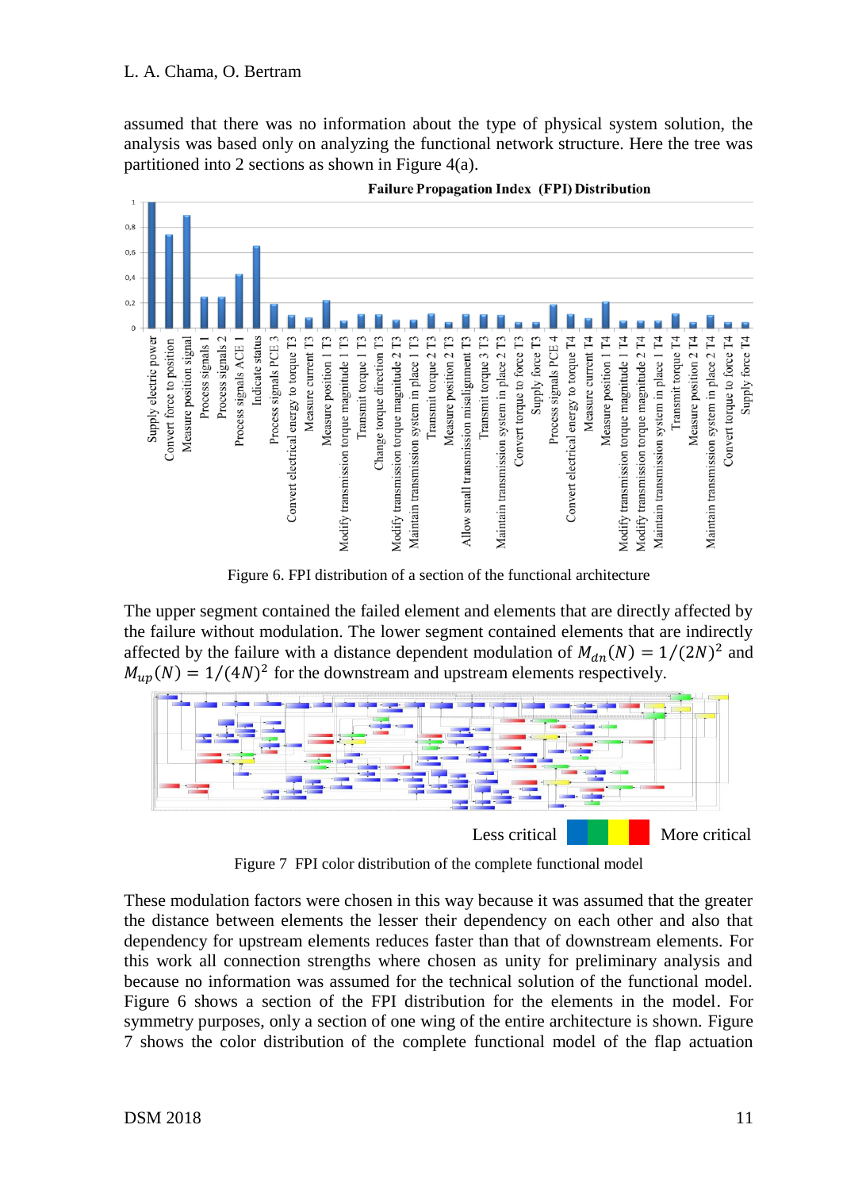assumed that there was no information about the type of physical system solution, the analysis was based only on analyzing the functional network structure. Here the tree was partitioned into 2 sections as shown in Figure 4(a).

Figure 6. FPI distribution of a section of the functional architecture

The upper segment contained the failed element and elements that are directly affected by the failure without modulation. The lower segment contained elements that are indirectly affected by the failure with a distance dependent modulation of $M_{dn}(N) = 1/(2N)^2$ and $M_{up}(N) = 1/(4N)^2$ for the downstream and upstream elements respectively.

Figure 7 FPI color distribution of the complete functional model

These modulation factors were chosen in this way because it was assumed that the greater the distance between elements the lesser their dependency on each other and also that dependency for upstream elements reduces faster than that of downstream elements. For this work all connection strengths where chosen as unity for preliminary analysis and because no information was assumed for the technical solution of the functional model. Figure 6 shows a section of the FPI distribution for the elements in the model. For symmetry purposes, only a section of one wing of the entire architecture is shown. Figure 7 shows the color distribution of the complete functional model of the flap actuation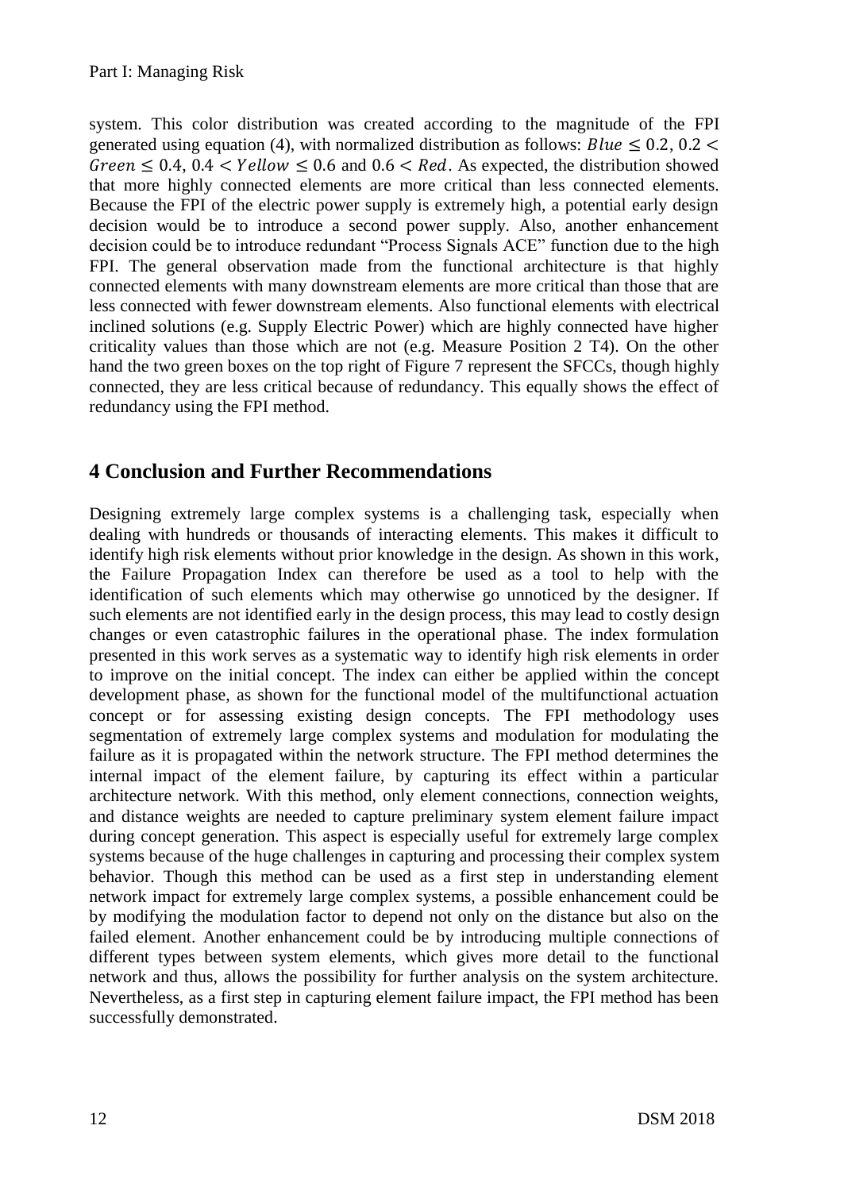system. This color distribution was created according to the magnitude of the FPI generated using equation (4), with normalized distribution as follows: $Blue \leq 0.2$, $0.2 < Green \leq 0.4$, $0.4 < Yellow \leq 0.6$ and $0.6 < Red$. As expected, the distribution showed that more highly connected elements are more critical than less connected elements. Because the FPI of the electric power supply is extremely high, a potential early design decision would be to introduce a second power supply. Also, another enhancement decision could be to introduce redundant "Process Signals ACE" function due to the high FPI. The general observation made from the functional architecture is that highly connected elements with many downstream elements are more critical than those that are less connected with fewer downstream elements. Also functional elements with electrical inclined solutions (e.g. Supply Electric Power) which are highly connected have higher criticality values than those which are not (e.g. Measure Position 2 T4). On the other hand the two green boxes on the top right of Figure 7 represent the SFCCs, though highly connected, they are less critical because of redundancy. This equally shows the effect of redundancy using the FPI method.

## 4 Conclusion and Further Recommendations

Designing extremely large complex systems is a challenging task, especially when dealing with hundreds or thousands of interacting elements. This makes it difficult to identify high risk elements without prior knowledge in the design. As shown in this work, the Failure Propagation Index can therefore be used as a tool to help with the identification of such elements which may otherwise go unnoticed by the designer. If such elements are not identified early in the design process, this may lead to costly design changes or even catastrophic failures in the operational phase. The index formulation presented in this work serves as a systematic way to identify high risk elements in order to improve on the initial concept. The index can either be applied within the concept development phase, as shown for the functional model of the multifunctional actuation concept or for assessing existing design concepts. The FPI methodology uses segmentation of extremely large complex systems and modulation for modulating the failure as it is propagated within the network structure. The FPI method determines the internal impact of the element failure, by capturing its effect within a particular architecture network. With this method, only element connections, connection weights, and distance weights are needed to capture preliminary system element failure impact during concept generation. This aspect is especially useful for extremely large complex systems because of the huge challenges in capturing and processing their complex system behavior. Though this method can be used as a first step in understanding element network impact for extremely large complex systems, a possible enhancement could be by modifying the modulation factor to depend not only on the distance but also on the failed element. Another enhancement could be by introducing multiple connections of different types between system elements, which gives more detail to the functional network and thus, allows the possibility for further analysis on the system architecture. Nevertheless, as a first step in capturing element failure impact, the FPI method has been successfully demonstrated.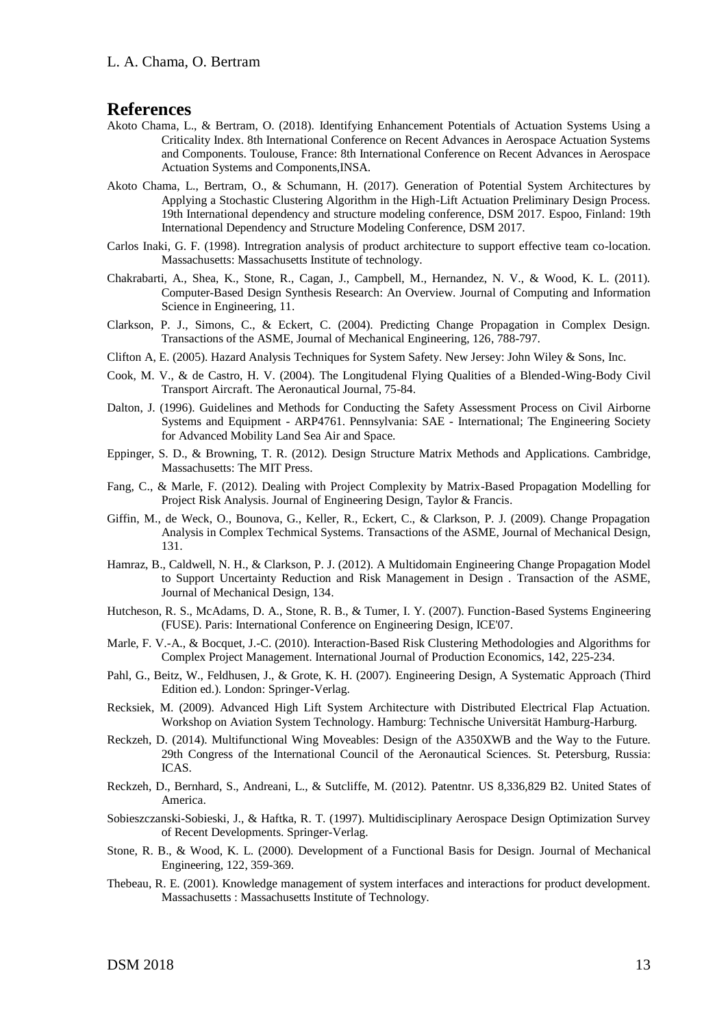# References

Akoto Chama, L., & Bertram, O. (2018). Identifying Enhancement Potentials of Actuation Systems Using a Criticality Index. 8th International Conference on Recent Advances in Aerospace Actuation Systems and Components. Toulouse, France: 8th International Conference on Recent Advances in Aerospace Actuation Systems and Components,INSA.

Akoto Chama, L., Bertram, O., & Schumann, H. (2017). Generation of Potential System Architectures by Applying a Stochastic Clustering Algorithm in the High-Lift Actuation Preliminary Design Process. 19th International dependency and structure modeling conference, DSM 2017. Espoo, Finland: 19th International Dependency and Structure Modeling Conference, DSM 2017.

Carlos Inaki, G. F. (1998). Intregration analysis of product architecture to support effective team co-location. Massachusetts: Massachusetts Institute of technology.

Chakrabarti, A., Shea, K., Stone, R., Cagan, J., Campbell, M., Hernandez, N. V., & Wood, K. L. (2011). Computer-Based Design Synthesis Research: An Overview. Journal of Computing and Information Science in Engineering, 11.

Clarkson, P. J., Simons, C., & Eckert, C. (2004). Predicting Change Propagation in Complex Design. Transactions of the ASME, Journal of Mechanical Engineering, 126, 788-797.

Clifton A, E. (2005). Hazard Analysis Techniques for System Safety. New Jersey: John Wiley & Sons, Inc.

Cook, M. V., & de Castro, H. V. (2004). The Longitudenal Flying Qualities of a Blended-Wing-Body Civil Transport Aircraft. The Aeronautical Journal, 75-84.

Dalton, J. (1996). Guidelines and Methods for Conducting the Safety Assessment Process on Civil Airborne Systems and Equipment - ARP4761. Pennsylvania: SAE - International; The Engineering Society for Advanced Mobility Land Sea Air and Space.

Eppinger, S. D., & Browning, T. R. (2012). Design Structure Matrix Methods and Applications. Cambridge, Massachusetts: The MIT Press.

Fang, C., & Marle, F. (2012). Dealing with Project Complexity by Matrix-Based Propagation Modelling for Project Risk Analysis. Journal of Engineering Design, Taylor & Francis.

Giffin, M., de Weck, O., Bounova, G., Keller, R., Eckert, C., & Clarkson, P. J. (2009). Change Propagation Analysis in Complex Techmical Systems. Transactions of the ASME, Journal of Mechanical Design, 131.

Hamraz, B., Caldwell, N. H., & Clarkson, P. J. (2012). A Multidomain Engineering Change Propagation Model to Support Uncertainty Reduction and Risk Management in Design . Transaction of the ASME, Journal of Mechanical Design, 134.

Hutcheson, R. S., McAdams, D. A., Stone, R. B., & Tumer, I. Y. (2007). Function-Based Systems Engineering (FUSE). Paris: International Conference on Engineering Design, ICE'07.

Marle, F. V.-A., & Bocquet, J.-C. (2010). Interaction-Based Risk Clustering Methodologies and Algorithms for Complex Project Management. International Journal of Production Economics, 142, 225-234.

Pahl, G., Beitz, W., Feldhusen, J., & Grote, K. H. (2007). Engineering Design, A Systematic Approach (Third Edition ed.). London: Springer-Verlag.

Recksiek, M. (2009). Advanced High Lift System Architecture with Distributed Electrical Flap Actuation. Workshop on Aviation System Technology. Hamburg: Technische Universität Hamburg-Harburg.

Reckzeh, D. (2014). Multifunctional Wing Moveables: Design of the A350XWB and the Way to the Future. 29th Congress of the International Council of the Aeronautical Sciences. St. Petersburg, Russia: ICAS.

Reckzeh, D., Bernhard, S., Andreani, L., & Sutcliffe, M. (2012). Patentnr. US 8,336,829 B2. United States of America.

Sobieszczanski-Sobieski, J., & Haftka, R. T. (1997). Multidisciplinary Aerospace Design Optimization Survey of Recent Developments. Springer-Verlag.

Stone, R. B., & Wood, K. L. (2000). Development of a Functional Basis for Design. Journal of Mechanical Engineering, 122, 359-369.

Thebeau, R. E. (2001). Knowledge management of system interfaces and interactions for product development. Massachusetts : Massachusetts Institute of Technology.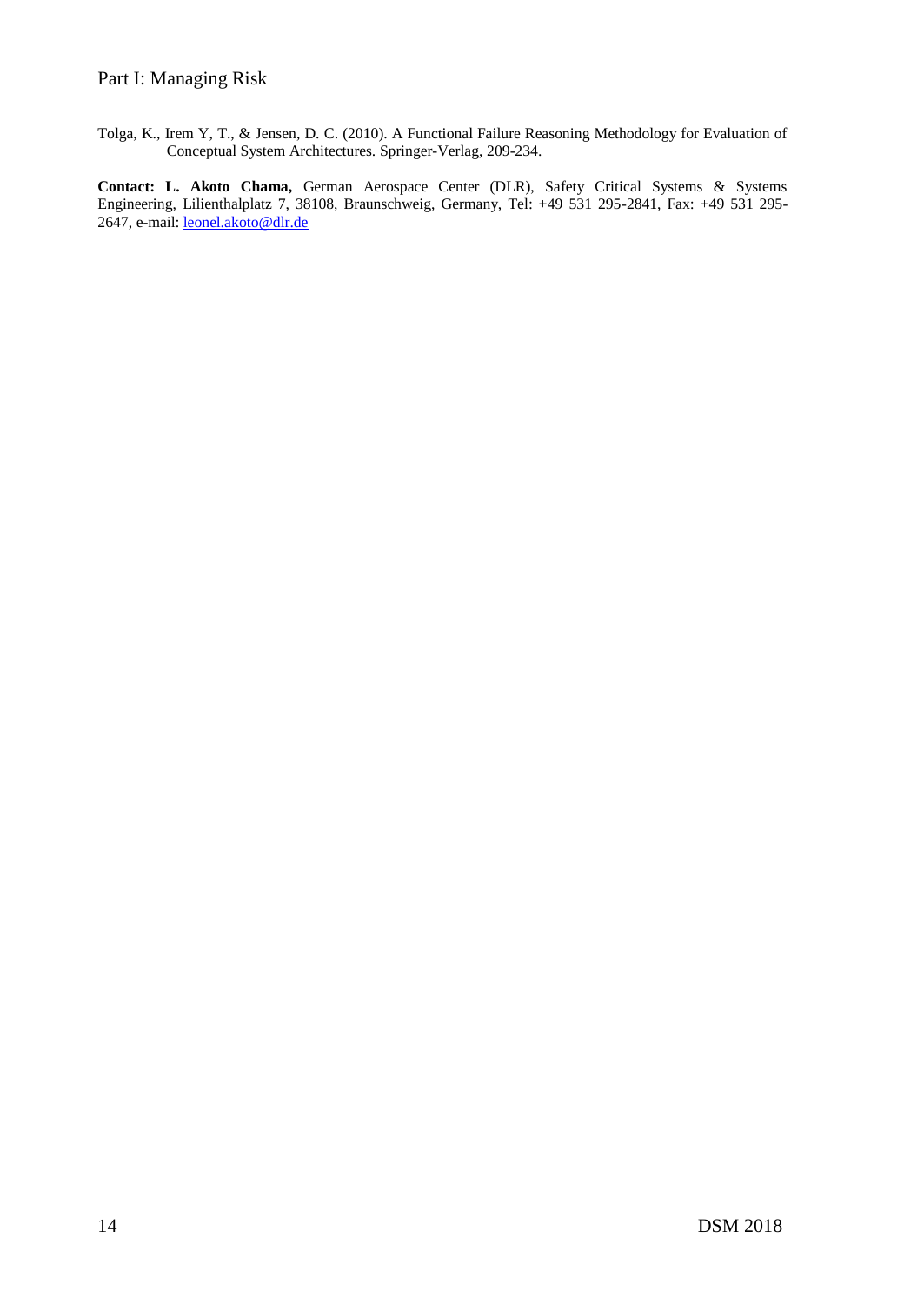Tolga, K., Irem Y, T., & Jensen, D. C. (2010). A Functional Failure Reasoning Methodology for Evaluation of Conceptual System Architectures. Springer-Verlag, 209-234.

**Contact: L. Akoto Chama,** German Aerospace Center (DLR), Safety Critical Systems & Systems Engineering, Lilienthalplatz 7, 38108, Braunschweig, Germany, Tel: +49 531 295-2841, Fax: +49 531 295-2647, e-mail: leonel.akoto@dlr.de